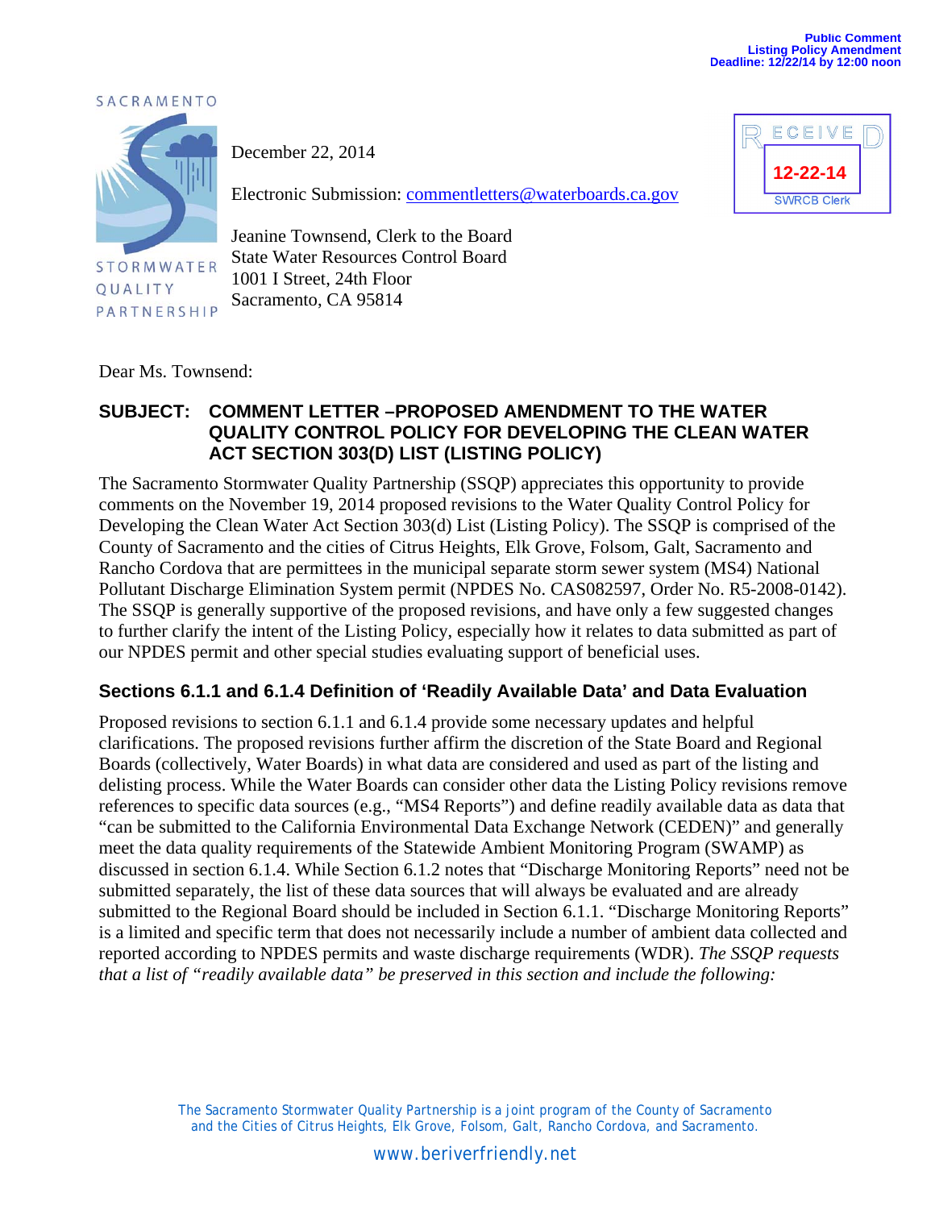Public Comment
Listing Policy Amendment
Deadline: 12/22/14 by 12:00 noon

SACRAMENTO STORMWATER QUALITY PARTNERSHIP

RECEIVED
12-22-14
SWRCB Clerk

December 22, 2014

Electronic Submission: commentletters@waterboards.ca.gov

Jeanine Townsend, Clerk to the Board
State Water Resources Control Board
1001 I Street, 24th Floor
Sacramento, CA 95814

Dear Ms. Townsend:

**SUBJECT: COMMENT LETTER –PROPOSED AMENDMENT TO THE WATER QUALITY CONTROL POLICY FOR DEVELOPING THE CLEAN WATER ACT SECTION 303(D) LIST (LISTING POLICY)**

The Sacramento Stormwater Quality Partnership (SSQP) appreciates this opportunity to provide comments on the November 19, 2014 proposed revisions to the Water Quality Control Policy for Developing the Clean Water Act Section 303(d) List (Listing Policy). The SSQP is comprised of the County of Sacramento and the cities of Citrus Heights, Elk Grove, Folsom, Galt, Sacramento and Rancho Cordova that are permittees in the municipal separate storm sewer system (MS4) National Pollutant Discharge Elimination System permit (NPDES No. CAS082597, Order No. R5-2008-0142). The SSQP is generally supportive of the proposed revisions, and have only a few suggested changes to further clarify the intent of the Listing Policy, especially how it relates to data submitted as part of our NPDES permit and other special studies evaluating support of beneficial uses.

## Sections 6.1.1 and 6.1.4 Definition of 'Readily Available Data' and Data Evaluation

Proposed revisions to section 6.1.1 and 6.1.4 provide some necessary updates and helpful clarifications. The proposed revisions further affirm the discretion of the State Board and Regional Boards (collectively, Water Boards) in what data are considered and used as part of the listing and delisting process. While the Water Boards can consider other data the Listing Policy revisions remove references to specific data sources (e.g., "MS4 Reports") and define readily available data as data that "can be submitted to the California Environmental Data Exchange Network (CEDEN)" and generally meet the data quality requirements of the Statewide Ambient Monitoring Program (SWAMP) as discussed in section 6.1.4. While Section 6.1.2 notes that "Discharge Monitoring Reports" need not be submitted separately, the list of these data sources that will always be evaluated and are already submitted to the Regional Board should be included in Section 6.1.1. "Discharge Monitoring Reports" is a limited and specific term that does not necessarily include a number of ambient data collected and reported according to NPDES permits and waste discharge requirements (WDR). *The SSQP requests that a list of "readily available data" be preserved in this section and include the following:*

The Sacramento Stormwater Quality Partnership is a joint program of the County of Sacramento and the Cities of Citrus Heights, Elk Grove, Folsom, Galt, Rancho Cordova, and Sacramento.

www.beriverfriendly.net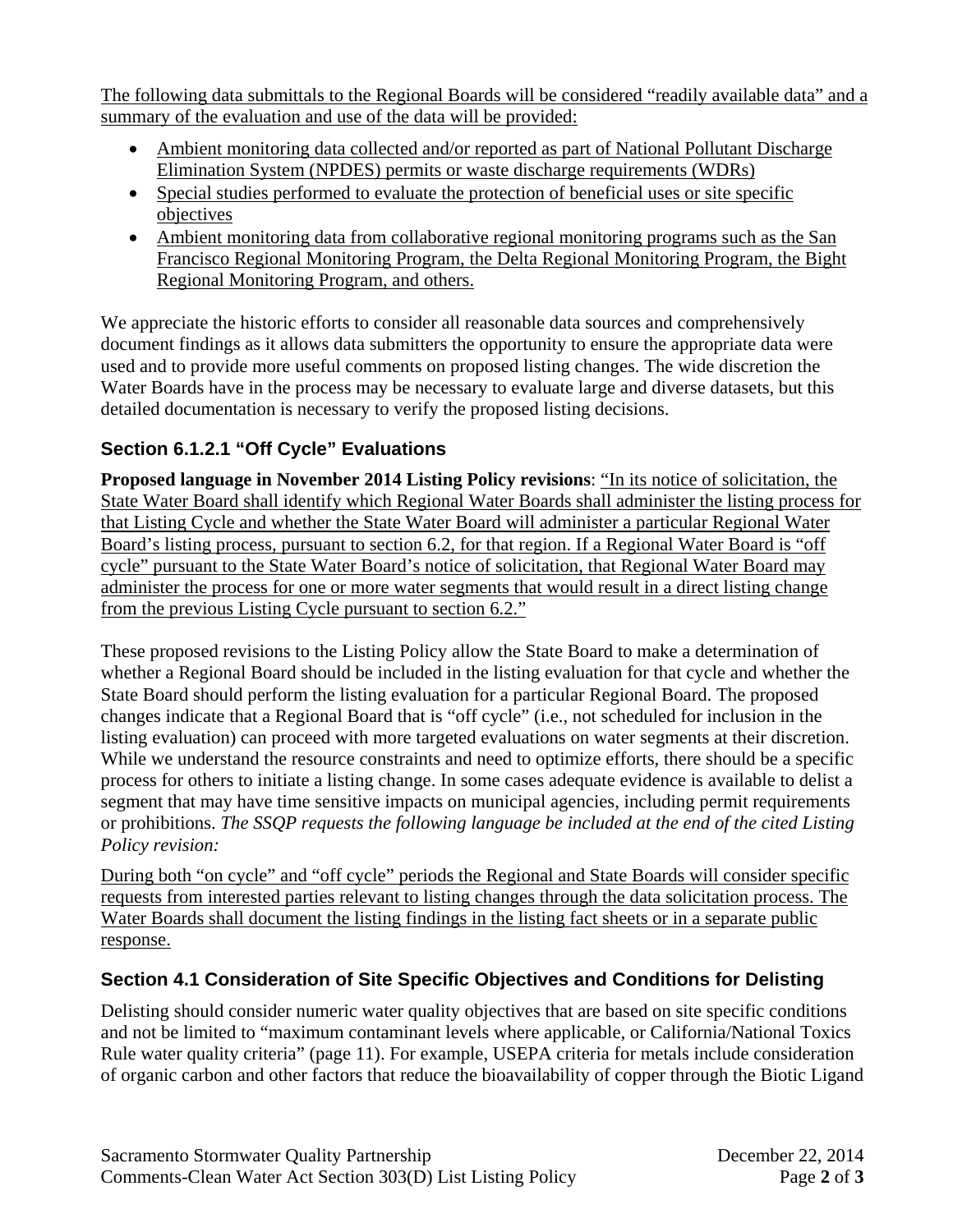<u>The following data submittals to the Regional Boards will be considered "readily available data" and a summary of the evaluation and use of the data will be provided:</u>

- <u>Ambient monitoring data collected and/or reported as part of National Pollutant Discharge Elimination System (NPDES) permits or waste discharge requirements (WDRs)</u>
- <u>Special studies performed to evaluate the protection of beneficial uses or site specific objectives</u>
- <u>Ambient monitoring data from collaborative regional monitoring programs such as the San Francisco Regional Monitoring Program, the Delta Regional Monitoring Program, the Bight Regional Monitoring Program, and others.</u>

We appreciate the historic efforts to consider all reasonable data sources and comprehensively document findings as it allows data submitters the opportunity to ensure the appropriate data were used and to provide more useful comments on proposed listing changes. The wide discretion the Water Boards have in the process may be necessary to evaluate large and diverse datasets, but this detailed documentation is necessary to verify the proposed listing decisions.

### Section 6.1.2.1 "Off Cycle" Evaluations

**Proposed language in November 2014 Listing Policy revisions**: <u>"In its notice of solicitation, the State Water Board shall identify which Regional Water Boards shall administer the listing process for that Listing Cycle and whether the State Water Board will administer a particular Regional Water Board's listing process, pursuant to section 6.2, for that region. If a Regional Water Board is "off cycle" pursuant to the State Water Board's notice of solicitation, that Regional Water Board may administer the process for one or more water segments that would result in a direct listing change from the previous Listing Cycle pursuant to section 6.2."</u>

These proposed revisions to the Listing Policy allow the State Board to make a determination of whether a Regional Board should be included in the listing evaluation for that cycle and whether the State Board should perform the listing evaluation for a particular Regional Board. The proposed changes indicate that a Regional Board that is "off cycle" (i.e., not scheduled for inclusion in the listing evaluation) can proceed with more targeted evaluations on water segments at their discretion. While we understand the resource constraints and need to optimize efforts, there should be a specific process for others to initiate a listing change. In some cases adequate evidence is available to delist a segment that may have time sensitive impacts on municipal agencies, including permit requirements or prohibitions. *The SSQP requests the following language be included at the end of the cited Listing Policy revision:*

<u>During both "on cycle" and "off cycle" periods the Regional and State Boards will consider specific requests from interested parties relevant to listing changes through the data solicitation process. The Water Boards shall document the listing findings in the listing fact sheets or in a separate public response.</u>

### Section 4.1 Consideration of Site Specific Objectives and Conditions for Delisting

Delisting should consider numeric water quality objectives that are based on site specific conditions and not be limited to "maximum contaminant levels where applicable, or California/National Toxics Rule water quality criteria" (page 11). For example, USEPA criteria for metals include consideration of organic carbon and other factors that reduce the bioavailability of copper through the Biotic Ligand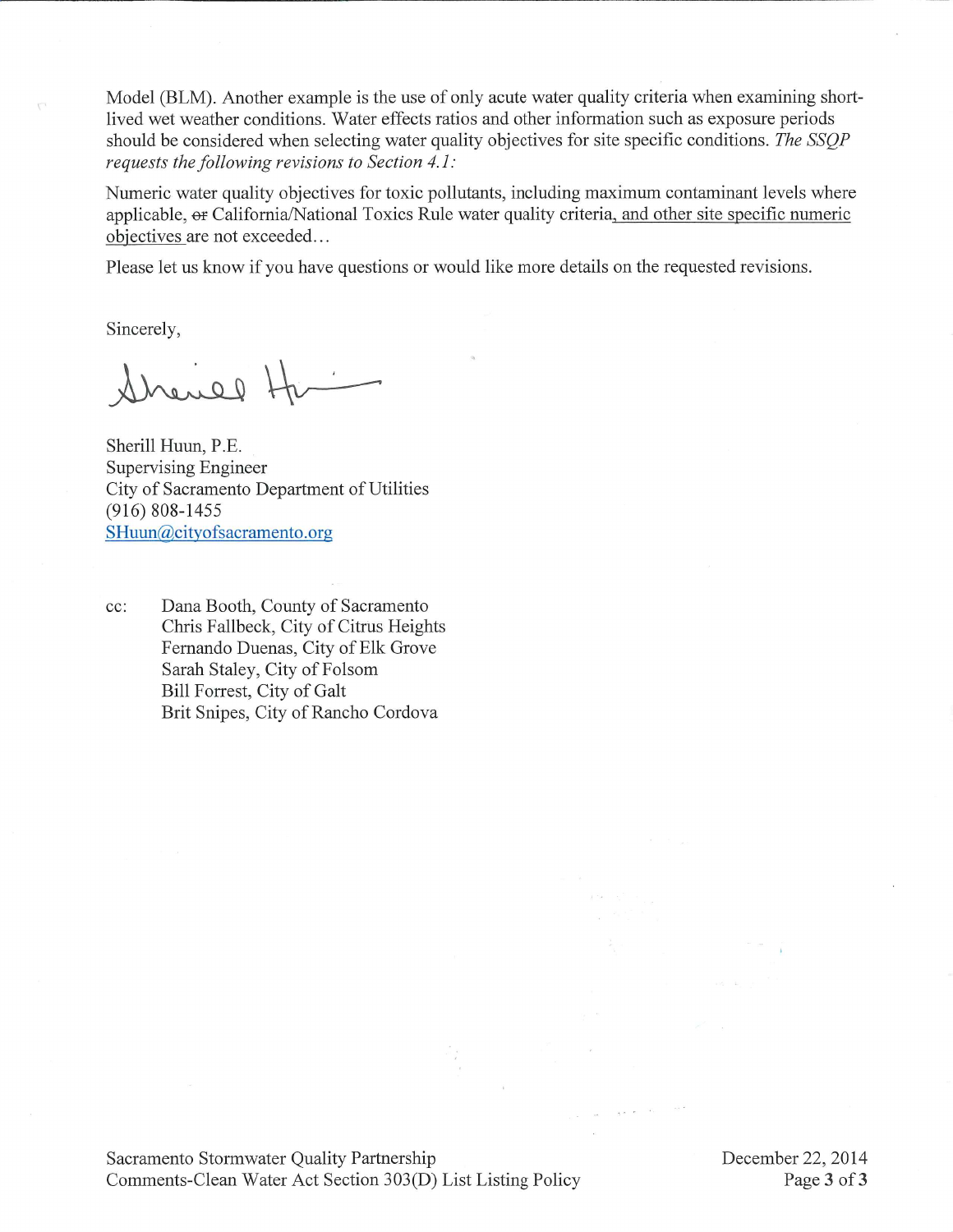Model (BLM). Another example is the use of only acute water quality criteria when examining short-lived wet weather conditions. Water effects ratios and other information such as exposure periods should be considered when selecting water quality objectives for site specific conditions. *The SSQP requests the following revisions to Section 4.1:*

Numeric water quality objectives for toxic pollutants, including maximum contaminant levels where applicable, ~~or~~ California/National Toxics Rule water quality criteria<u>, and other site specific numeric objectives</u> are not exceeded…

Please let us know if you have questions or would like more details on the requested revisions.

Sincerely,

Sherill Huun, P.E.
Supervising Engineer
City of Sacramento Department of Utilities
(916) 808-1455
SHuun@cityofsacramento.org

cc: Dana Booth, County of Sacramento
Chris Fallbeck, City of Citrus Heights
Fernando Duenas, City of Elk Grove
Sarah Staley, City of Folsom
Bill Forrest, City of Galt
Brit Snipes, City of Rancho Cordova